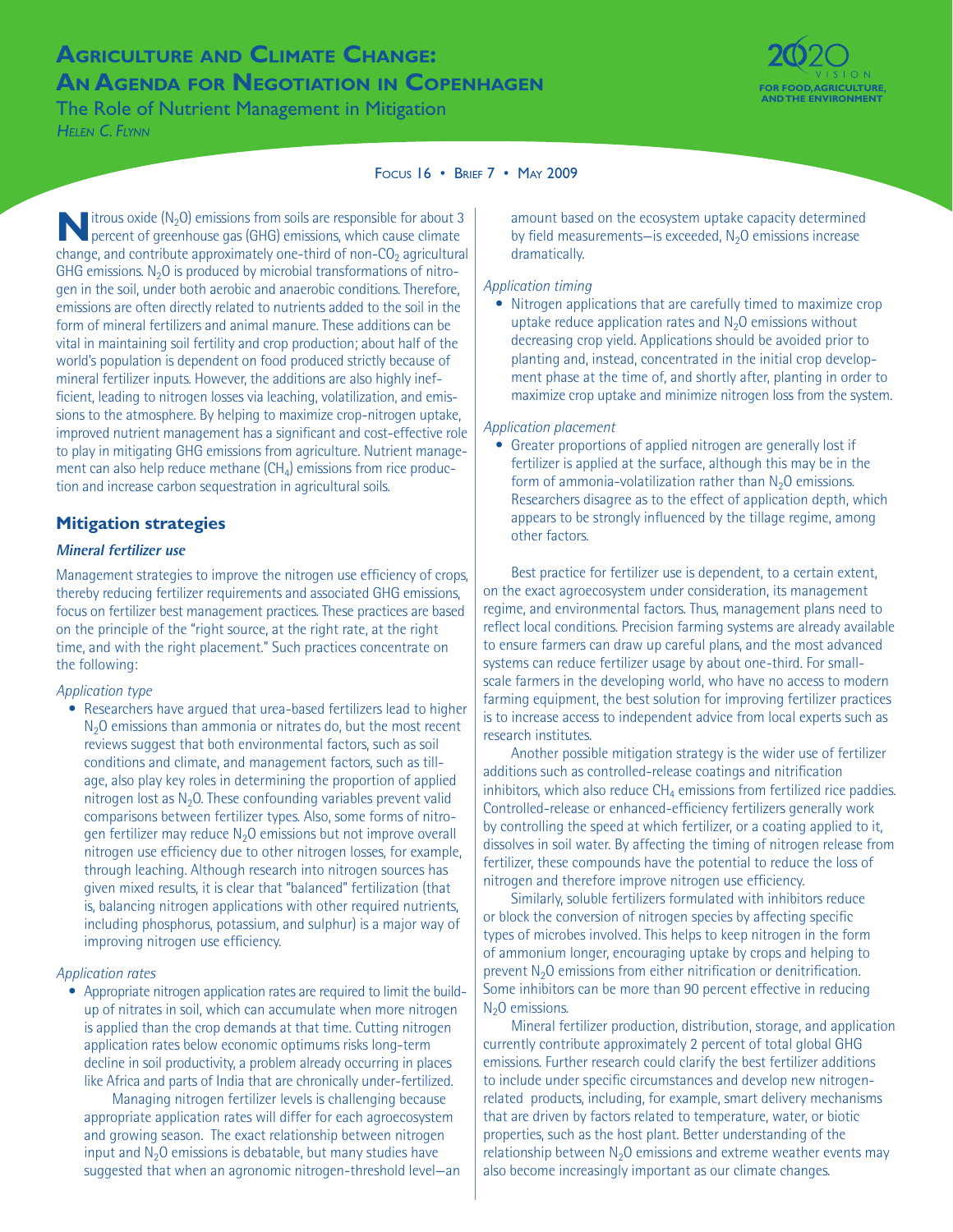# Agriculture and Climate Change: An Agenda for Negotiation in Copenhagen

## The Role of Nutrient Management in Mitigation

*Helen C. Flynn*

Focus 16 • Brief 7 • May 2009

Nitrous oxide ($N_2O$) emissions from soils are responsible for about 3 percent of greenhouse gas (GHG) emissions, which cause climate change, and contribute approximately one-third of non-$CO_2$ agricultural GHG emissions. $N_2O$ is produced by microbial transformations of nitrogen in the soil, under both aerobic and anaerobic conditions. Therefore, emissions are often directly related to nutrients added to the soil in the form of mineral fertilizers and animal manure. These additions can be vital in maintaining soil fertility and crop production; about half of the world's population is dependent on food produced strictly because of mineral fertilizer inputs. However, the additions are also highly inefficient, leading to nitrogen losses via leaching, volatilization, and emissions to the atmosphere. By helping to maximize crop-nitrogen uptake, improved nutrient management has a significant and cost-effective role to play in mitigating GHG emissions from agriculture. Nutrient management can also help reduce methane ($CH_4$) emissions from rice production and increase carbon sequestration in agricultural soils.

## Mitigation strategies

### *Mineral fertilizer use*

Management strategies to improve the nitrogen use efficiency of crops, thereby reducing fertilizer requirements and associated GHG emissions, focus on fertilizer best management practices. These practices are based on the principle of the "right source, at the right rate, at the right time, and with the right placement." Such practices concentrate on the following:

*Application type*

- Researchers have argued that urea-based fertilizers lead to higher $N_2O$ emissions than ammonia or nitrates do, but the most recent reviews suggest that both environmental factors, such as soil conditions and climate, and management factors, such as tillage, also play key roles in determining the proportion of applied nitrogen lost as $N_2O$. These confounding variables prevent valid comparisons between fertilizer types. Also, some forms of nitrogen fertilizer may reduce $N_2O$ emissions but not improve overall nitrogen use efficiency due to other nitrogen losses, for example, through leaching. Although research into nitrogen sources has given mixed results, it is clear that "balanced" fertilization (that is, balancing nitrogen applications with other required nutrients, including phosphorus, potassium, and sulphur) is a major way of improving nitrogen use efficiency.

*Application rates*

- Appropriate nitrogen application rates are required to limit the build-up of nitrates in soil, which can accumulate when more nitrogen is applied than the crop demands at that time. Cutting nitrogen application rates below economic optimums risks long-term decline in soil productivity, a problem already occurring in places like Africa and parts of India that are chronically under-fertilized.

  Managing nitrogen fertilizer levels is challenging because appropriate application rates will differ for each agroecosystem and growing season. The exact relationship between nitrogen input and $N_2O$ emissions is debatable, but many studies have suggested that when an agronomic nitrogen-threshold level—an amount based on the ecosystem uptake capacity determined by field measurements—is exceeded, $N_2O$ emissions increase dramatically.

*Application timing*

- Nitrogen applications that are carefully timed to maximize crop uptake reduce application rates and $N_2O$ emissions without decreasing crop yield. Applications should be avoided prior to planting and, instead, concentrated in the initial crop development phase at the time of, and shortly after, planting in order to maximize crop uptake and minimize nitrogen loss from the system.

*Application placement*

- Greater proportions of applied nitrogen are generally lost if fertilizer is applied at the surface, although this may be in the form of ammonia-volatilization rather than $N_2O$ emissions. Researchers disagree as to the effect of application depth, which appears to be strongly influenced by the tillage regime, among other factors.

Best practice for fertilizer use is dependent, to a certain extent, on the exact agroecosystem under consideration, its management regime, and environmental factors. Thus, management plans need to reflect local conditions. Precision farming systems are already available to ensure farmers can draw up careful plans, and the most advanced systems can reduce fertilizer usage by about one-third. For small-scale farmers in the developing world, who have no access to modern farming equipment, the best solution for improving fertilizer practices is to increase access to independent advice from local experts such as research institutes.

Another possible mitigation strategy is the wider use of fertilizer additions such as controlled-release coatings and nitrification inhibitors, which also reduce $CH_4$ emissions from fertilized rice paddies. Controlled-release or enhanced-efficiency fertilizers generally work by controlling the speed at which fertilizer, or a coating applied to it, dissolves in soil water. By affecting the timing of nitrogen release from fertilizer, these compounds have the potential to reduce the loss of nitrogen and therefore improve nitrogen use efficiency.

Similarly, soluble fertilizers formulated with inhibitors reduce or block the conversion of nitrogen species by affecting specific types of microbes involved. This helps to keep nitrogen in the form of ammonium longer, encouraging uptake by crops and helping to prevent $N_2O$ emissions from either nitrification or denitrification. Some inhibitors can be more than 90 percent effective in reducing $N_2O$ emissions.

Mineral fertilizer production, distribution, storage, and application currently contribute approximately 2 percent of total global GHG emissions. Further research could clarify the best fertilizer additions to include under specific circumstances and develop new nitrogen-related products, including, for example, smart delivery mechanisms that are driven by factors related to temperature, water, or biotic properties, such as the host plant. Better understanding of the relationship between $N_2O$ emissions and extreme weather events may also become increasingly important as our climate changes.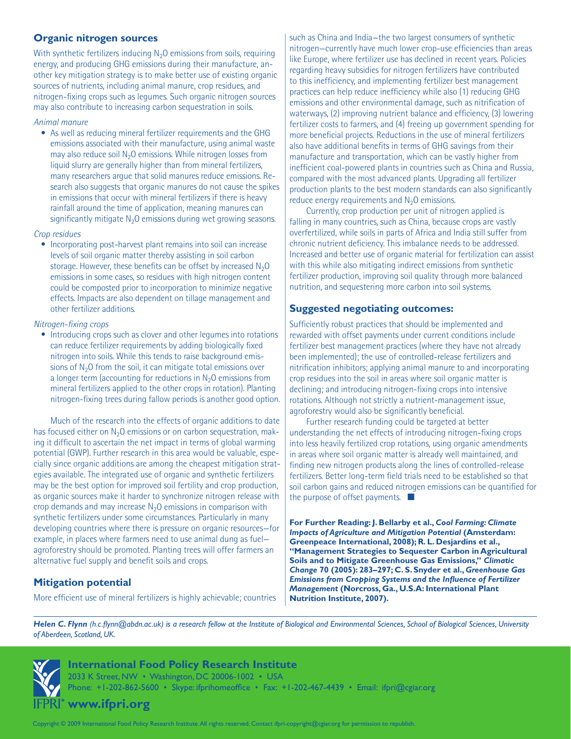## Organic nitrogen sources

With synthetic fertilizers inducing $N_2O$ emissions from soils, requiring energy, and producing GHG emissions during their manufacture, another key mitigation strategy is to make better use of existing organic sources of nutrients, including animal manure, crop residues, and nitrogen-fixing crops such as legumes. Such organic nitrogen sources may also contribute to increasing carbon sequestration in soils.

*Animal manure*

- As well as reducing mineral fertilizer requirements and the GHG emissions associated with their manufacture, using animal waste may also reduce soil $N_2O$ emissions. While nitrogen losses from liquid slurry are generally higher than from mineral fertilizers, many researchers argue that solid manures reduce emissions. Research also suggests that organic manures do not cause the spikes in emissions that occur with mineral fertilizers if there is heavy rainfall around the time of application, meaning manures can significantly mitigate $N_2O$ emissions during wet growing seasons.

*Crop residues*

- Incorporating post-harvest plant remains into soil can increase levels of soil organic matter thereby assisting in soil carbon storage. However, these benefits can be offset by increased $N_2O$ emissions in some cases, so residues with high nitrogen content could be composted prior to incorporation to minimize negative effects. Impacts are also dependent on tillage management and other fertilizer additions.

*Nitrogen-fixing crops*

- Introducing crops such as clover and other legumes into rotations can reduce fertilizer requirements by adding biologically fixed nitrogen into soils. While this tends to raise background emissions of $N_2O$ from the soil, it can mitigate total emissions over a longer term (accounting for reductions in $N_2O$ emissions from mineral fertilizers applied to the other crops in rotation). Planting nitrogen-fixing trees during fallow periods is another good option.

Much of the research into the effects of organic additions to date has focused either on $N_2O$ emissions or on carbon sequestration, making it difficult to ascertain the net impact in terms of global warming potential (GWP). Further research in this area would be valuable, especially since organic additions are among the cheapest mitigation strategies available. The integrated use of organic and synthetic fertilizers may be the best option for improved soil fertility and crop production, as organic sources make it harder to synchronize nitrogen release with crop demands and may increase $N_2O$ emissions in comparison with synthetic fertilizers under some circumstances. Particularly in many developing countries where there is pressure on organic resources—for example, in places where farmers need to use animal dung as fuel—agroforestry should be promoted. Planting trees will offer farmers an alternative fuel supply and benefit soils and crops.

## Mitigation potential

More efficient use of mineral fertilizers is highly achievable; countries such as China and India—the two largest consumers of synthetic nitrogen—currently have much lower crop-use efficiencies than areas like Europe, where fertilizer use has declined in recent years. Policies regarding heavy subsidies for nitrogen fertilizers have contributed to this inefficiency, and implementing fertilizer best management practices can help reduce inefficiency while also (1) reducing GHG emissions and other environmental damage, such as nitrification of waterways, (2) improving nutrient balance and efficiency, (3) lowering fertilizer costs to farmers, and (4) freeing up government spending for more beneficial projects. Reductions in the use of mineral fertilizers also have additional benefits in terms of GHG savings from their manufacture and transportation, which can be vastly higher from inefficient coal-powered plants in countries such as China and Russia, compared with the most advanced plants. Upgrading all fertilizer production plants to the best modern standards can also significantly reduce energy requirements and $N_2O$ emissions.

Currently, crop production per unit of nitrogen applied is falling in many countries, such as China, because crops are vastly overfertilized, while soils in parts of Africa and India still suffer from chronic nutrient deficiency. This imbalance needs to be addressed. Increased and better use of organic material for fertilization can assist with this while also mitigating indirect emissions from synthetic fertilizer production, improving soil quality through more balanced nutrition, and sequestering more carbon into soil systems.

## Suggested negotiating outcomes:

Sufficiently robust practices that should be implemented and rewarded with offset payments under current conditions include fertilizer best management practices (where they have not already been implemented); the use of controlled-release fertilizers and nitrification inhibitors; applying animal manure to and incorporating crop residues into the soil in areas where soil organic matter is declining; and introducing nitrogen-fixing crops into intensive rotations. Although not strictly a nutrient-management issue, agroforestry would also be significantly beneficial.

Further research funding could be targeted at better understanding the net effects of introducing nitrogen-fixing crops into less heavily fertilized crop rotations, using organic amendments in areas where soil organic matter is already well maintained, and finding new nitrogen products along the lines of controlled-release fertilizers. Better long-term field trials need to be established so that soil carbon gains and reduced nitrogen emissions can be quantified for the purpose of offset payments. ■

**For Further Reading: J. Bellarby et al., *Cool Farming: Climate Impacts of Agriculture and Mitigation Potential* (Amsterdam: Greenpeace International, 2008); R. L. Desjardins et al., "Management Strategies to Sequester Carbon in Agricultural Soils and to Mitigate Greenhouse Gas Emissions," *Climatic Change* 70 (2005): 283–297; C. S. Snyder et al., *Greenhouse Gas Emissions from Cropping Systems and the Influence of Fertilizer Management* (Norcross, Ga., U.S.A: International Plant Nutrition Institute, 2007).**

***Helen C. Flynn*** *(h.c.flynn@abdn.ac.uk) is a research fellow at the Institute of Biological and Environmental Sciences, School of Biological Sciences, University of Aberdeen, Scotland, UK.*

**International Food Policy Research Institute**
2033 K Street, NW • Washington, DC 20006-1002 • USA
Phone: +1-202-862-5600 • Skype: ifprihomeoffice • Fax: +1-202-467-4439 • Email: ifpri@cgiar.org
**www.ifpri.org**

Copyright © 2009 International Food Policy Research Institute. All rights reserved. Contact ifpri-copyright@cgiar.org for permission to republish.